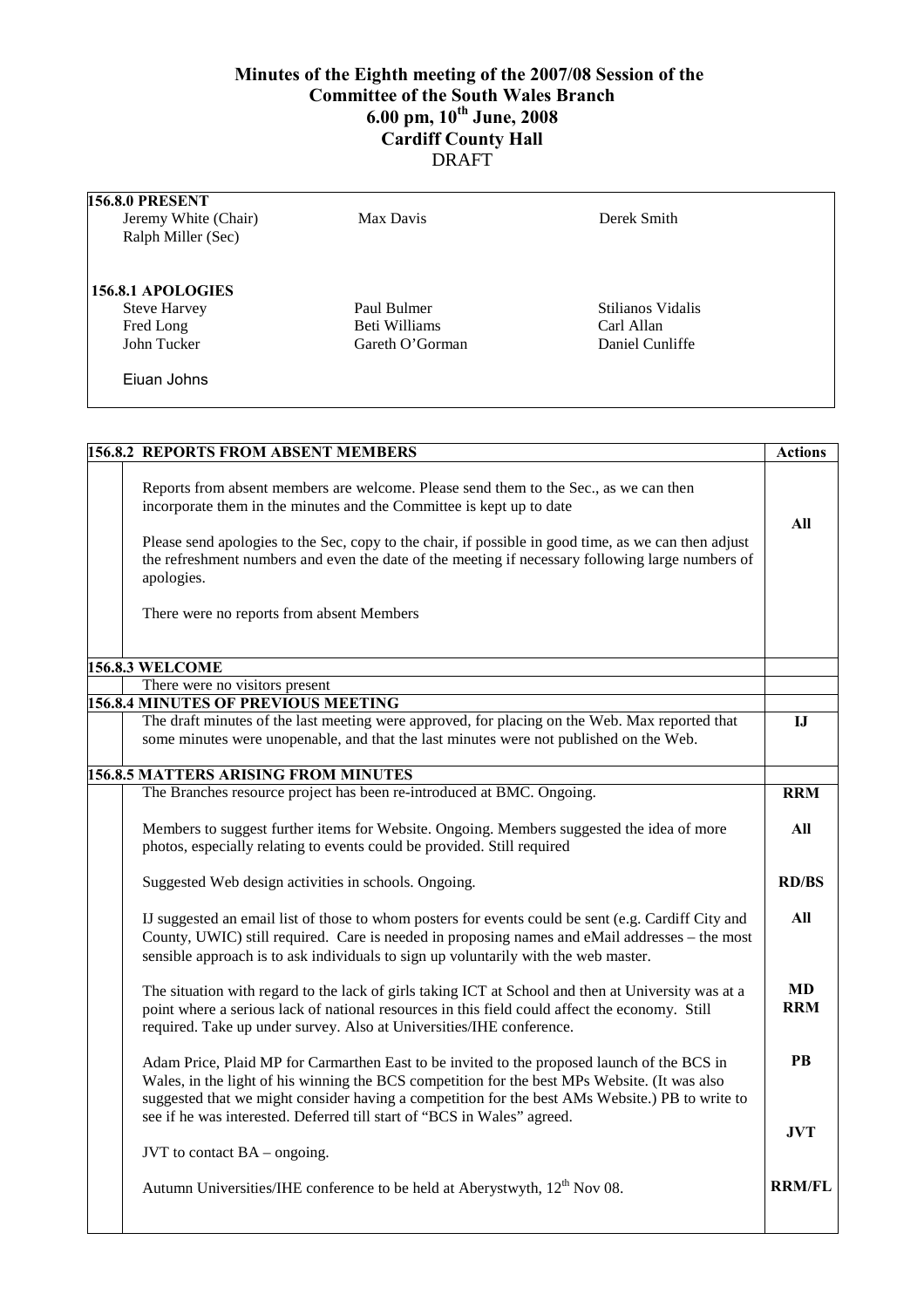# Minutes of the Eighth meeting of the 2007/08 Session of the Committee of the South Wales Branch
## 6.00 pm, 10th June, 2008
## Cardiff County Hall
DRAFT

**156.8.0 PRESENT**

| | | |
|---|---|---|
| Jeremy White (Chair) | Max Davis | Derek Smith |
| Ralph Miller (Sec) | | |

**156.8.1 APOLOGIES**

| | | |
|---|---|---|
| Steve Harvey | Paul Bulmer | Stilianos Vidalis |
| Fred Long | Beti Williams | Carl Allan |
| John Tucker | Gareth O'Gorman | Daniel Cunliffe |
| Eiuan Johns | | |

| | Actions |
|---|---|
| **156.8.2 REPORTS FROM ABSENT MEMBERS** | |
| Reports from absent members are welcome. Please send them to the Sec., as we can then incorporate them in the minutes and the Committee is kept up to date<br><br>Please send apologies to the Sec, copy to the chair, if possible in good time, as we can then adjust the refreshment numbers and even the date of the meeting if necessary following large numbers of apologies.<br><br>There were no reports from absent Members | **All** |
| **156.8.3 WELCOME** | |
| There were no visitors present | |
| **156.8.4 MINUTES OF PREVIOUS MEETING** | |
| The draft minutes of the last meeting were approved, for placing on the Web. Max reported that some minutes were unopenable, and that the last minutes were not published on the Web. | **IJ** |
| **156.8.5 MATTERS ARISING FROM MINUTES** | |
| The Branches resource project has been re-introduced at BMC. Ongoing. | **RRM** |
| Members to suggest further items for Website. Ongoing. Members suggested the idea of more photos, especially relating to events could be provided. Still required | **All** |
| Suggested Web design activities in schools. Ongoing. | **RD/BS** |
| IJ suggested an email list of those to whom posters for events could be sent (e.g. Cardiff City and County, UWIC) still required. Care is needed in proposing names and eMail addresses – the most sensible approach is to ask individuals to sign up voluntarily with the web master. | **All** |
| The situation with regard to the lack of girls taking ICT at School and then at University was at a point where a serious lack of national resources in this field could affect the economy. Still required. Take up under survey. Also at Universities/IHE conference. | **MD**<br>**RRM** |
| Adam Price, Plaid MP for Carmarthen East to be invited to the proposed launch of the BCS in Wales, in the light of his winning the BCS competition for the best MPs Website. (It was also suggested that we might consider having a competition for the best AMs Website.) PB to write to see if he was interested. Deferred till start of "BCS in Wales" agreed. | **PB** |
| JVT to contact BA – ongoing. | **JVT** |
| Autumn Universities/IHE conference to be held at Aberystwyth, 12th Nov 08. | **RRM/FL** |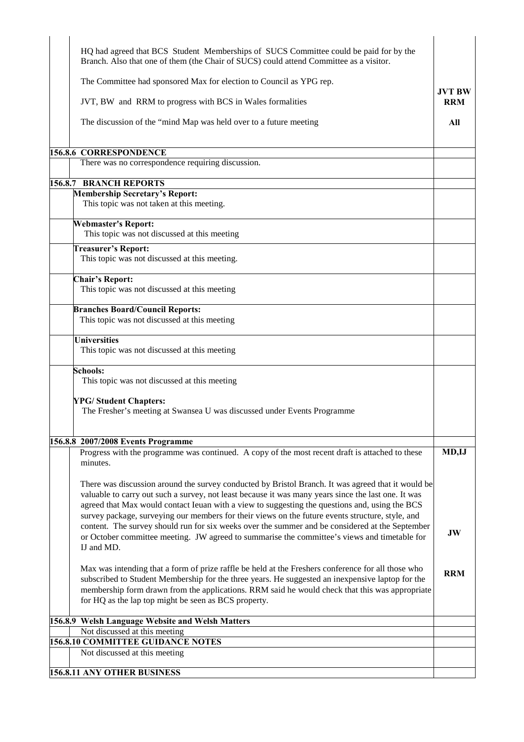| | |
|---|---|
| HQ had agreed that BCS Student Memberships of SUCS Committee could be paid for by the Branch. Also that one of them (the Chair of SUCS) could attend Committee as a visitor.<br><br>The Committee had sponsored Max for election to Council as YPG rep.<br><br>JVT, BW and RRM to progress with BCS in Wales formalities<br><br>The discussion of the "mind Map was held over to a future meeting | <br><br><br><br>**JVT BW RRM**<br><br>**All** |
| **156.8.6 CORRESPONDENCE** | |
| There was no correspondence requiring discussion. | |
| **156.8.7 BRANCH REPORTS** | |
| **Membership Secretary's Report:**<br>This topic was not taken at this meeting. | |
| **Webmaster's Report:**<br>This topic was not discussed at this meeting | |
| **Treasurer's Report:**<br>This topic was not discussed at this meeting. | |
| **Chair's Report:**<br>This topic was not discussed at this meeting | |
| **Branches Board/Council Reports:**<br>This topic was not discussed at this meeting | |
| **Universities**<br>This topic was not discussed at this meeting | |
| **Schools:**<br>This topic was not discussed at this meeting<br><br>**YPG/ Student Chapters:**<br>The Fresher's meeting at Swansea U was discussed under Events Programme | |
| **156.8.8 2007/2008 Events Programme** | |
| Progress with the programme was continued. A copy of the most recent draft is attached to these minutes.<br><br>There was discussion around the survey conducted by Bristol Branch. It was agreed that it would be valuable to carry out such a survey, not least because it was many years since the last one. It was agreed that Max would contact Ieuan with a view to suggesting the questions and, using the BCS survey package, surveying our members for their views on the future events structure, style, and content. The survey should run for six weeks over the summer and be considered at the September or October committee meeting. JW agreed to summarise the committee's views and timetable for IJ and MD.<br><br>Max was intending that a form of prize raffle be held at the Freshers conference for all those who subscribed to Student Membership for the three years. He suggested an inexpensive laptop for the membership form drawn from the applications. RRM said he would check that this was appropriate for HQ as the lap top might be seen as BCS property. | **MD,IJ**<br><br><br><br><br><br>**JW**<br><br><br>**RRM** |
| **156.8.9 Welsh Language Website and Welsh Matters** | |
| Not discussed at this meeting | |
| **156.8.10 COMMITTEE GUIDANCE NOTES** | |
| Not discussed at this meeting | |
| **156.8.11 ANY OTHER BUSINESS** | |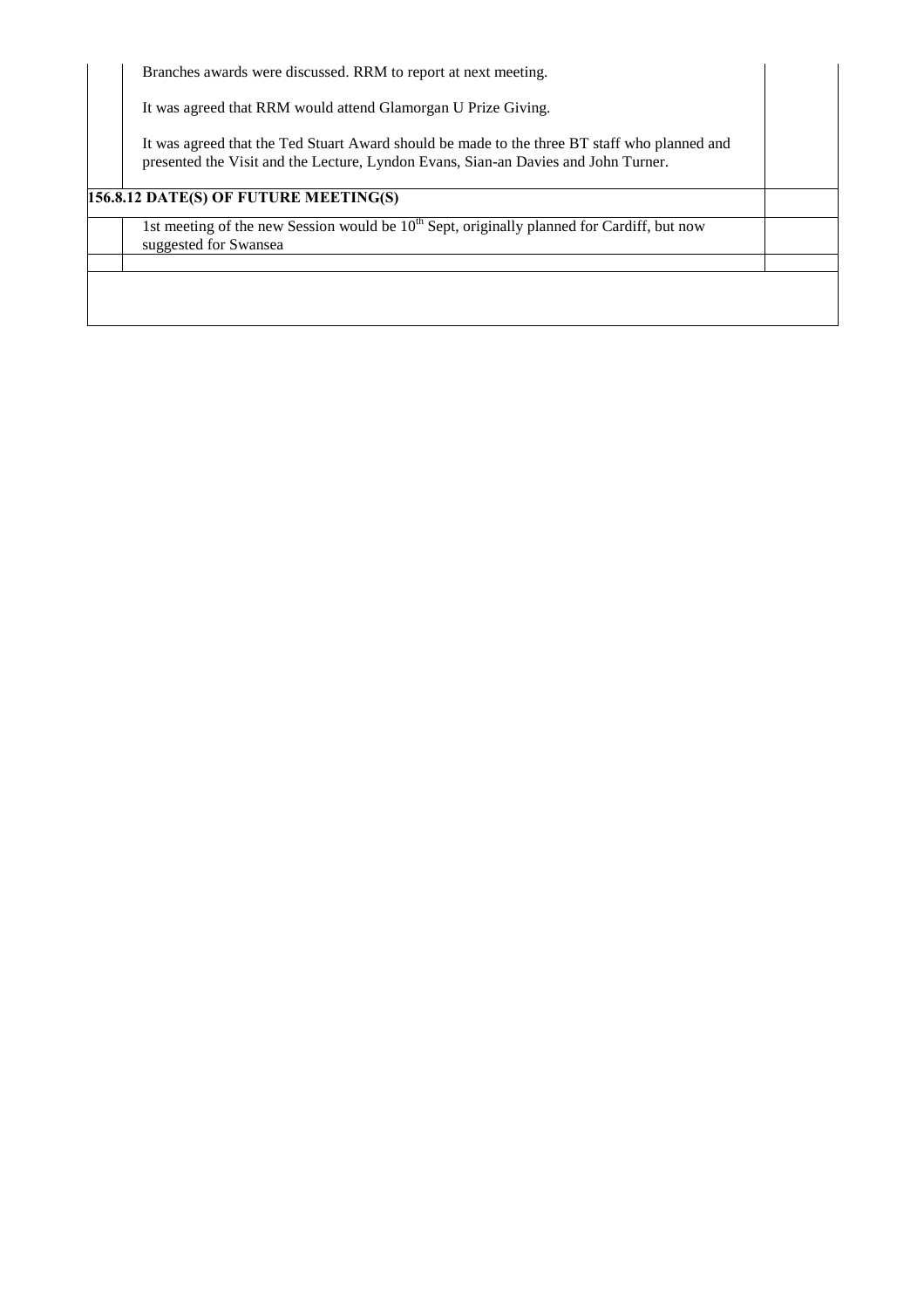Branches awards were discussed. RRM to report at next meeting.

It was agreed that RRM would attend Glamorgan U Prize Giving.

It was agreed that the Ted Stuart Award should be made to the three BT staff who planned and presented the Visit and the Lecture, Lyndon Evans, Sian-an Davies and John Turner.

**156.8.12 DATE(S) OF FUTURE MEETING(S)**

1st meeting of the new Session would be 10th Sept, originally planned for Cardiff, but now suggested for Swansea